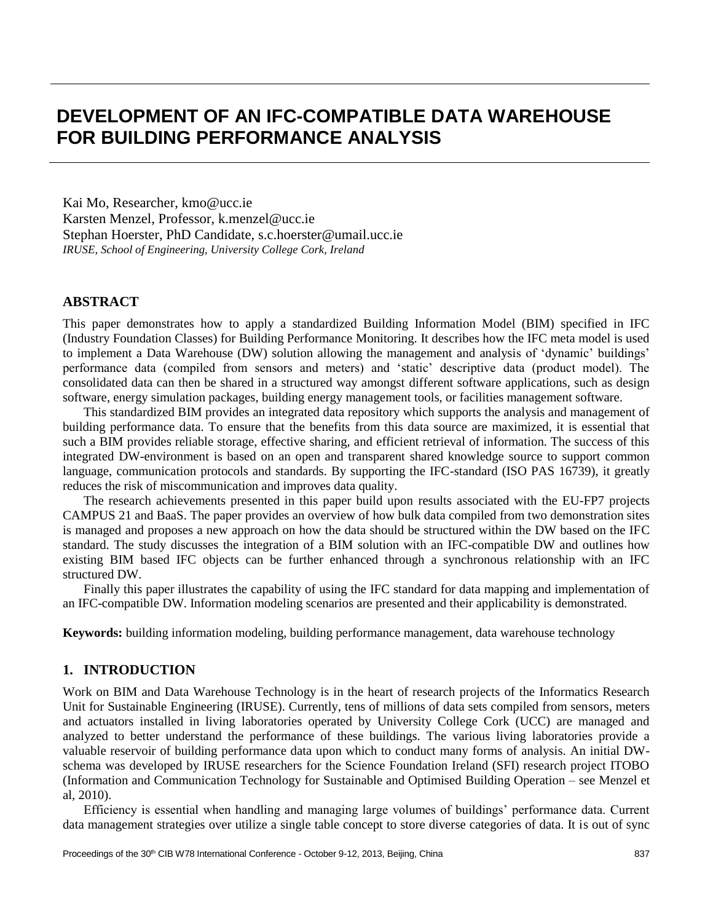# DEVELOPMENT OF AN IFC-COMPATIBLE DATA WAREHOUSE FOR BUILDING PERFORMANCE ANALYSIS

Kai Mo, Researcher, kmo@ucc.ie
Karsten Menzel, Professor, k.menzel@ucc.ie
Stephan Hoerster, PhD Candidate, s.c.hoerster@umail.ucc.ie
*IRUSE, School of Engineering, University College Cork, Ireland*

## ABSTRACT

This paper demonstrates how to apply a standardized Building Information Model (BIM) specified in IFC (Industry Foundation Classes) for Building Performance Monitoring. It describes how the IFC meta model is used to implement a Data Warehouse (DW) solution allowing the management and analysis of 'dynamic' buildings' performance data (compiled from sensors and meters) and 'static' descriptive data (product model). The consolidated data can then be shared in a structured way amongst different software applications, such as design software, energy simulation packages, building energy management tools, or facilities management software.

This standardized BIM provides an integrated data repository which supports the analysis and management of building performance data. To ensure that the benefits from this data source are maximized, it is essential that such a BIM provides reliable storage, effective sharing, and efficient retrieval of information. The success of this integrated DW-environment is based on an open and transparent shared knowledge source to support common language, communication protocols and standards. By supporting the IFC-standard (ISO PAS 16739), it greatly reduces the risk of miscommunication and improves data quality.

The research achievements presented in this paper build upon results associated with the EU-FP7 projects CAMPUS 21 and BaaS. The paper provides an overview of how bulk data compiled from two demonstration sites is managed and proposes a new approach on how the data should be structured within the DW based on the IFC standard. The study discusses the integration of a BIM solution with an IFC-compatible DW and outlines how existing BIM based IFC objects can be further enhanced through a synchronous relationship with an IFC structured DW.

Finally this paper illustrates the capability of using the IFC standard for data mapping and implementation of an IFC-compatible DW. Information modeling scenarios are presented and their applicability is demonstrated.

**Keywords:** building information modeling, building performance management, data warehouse technology

## 1. INTRODUCTION

Work on BIM and Data Warehouse Technology is in the heart of research projects of the Informatics Research Unit for Sustainable Engineering (IRUSE). Currently, tens of millions of data sets compiled from sensors, meters and actuators installed in living laboratories operated by University College Cork (UCC) are managed and analyzed to better understand the performance of these buildings. The various living laboratories provide a valuable reservoir of building performance data upon which to conduct many forms of analysis. An initial DW-schema was developed by IRUSE researchers for the Science Foundation Ireland (SFI) research project ITOBO (Information and Communication Technology for Sustainable and Optimised Building Operation – see Menzel et al, 2010).

Efficiency is essential when handling and managing large volumes of buildings' performance data. Current data management strategies over utilize a single table concept to store diverse categories of data. It is out of sync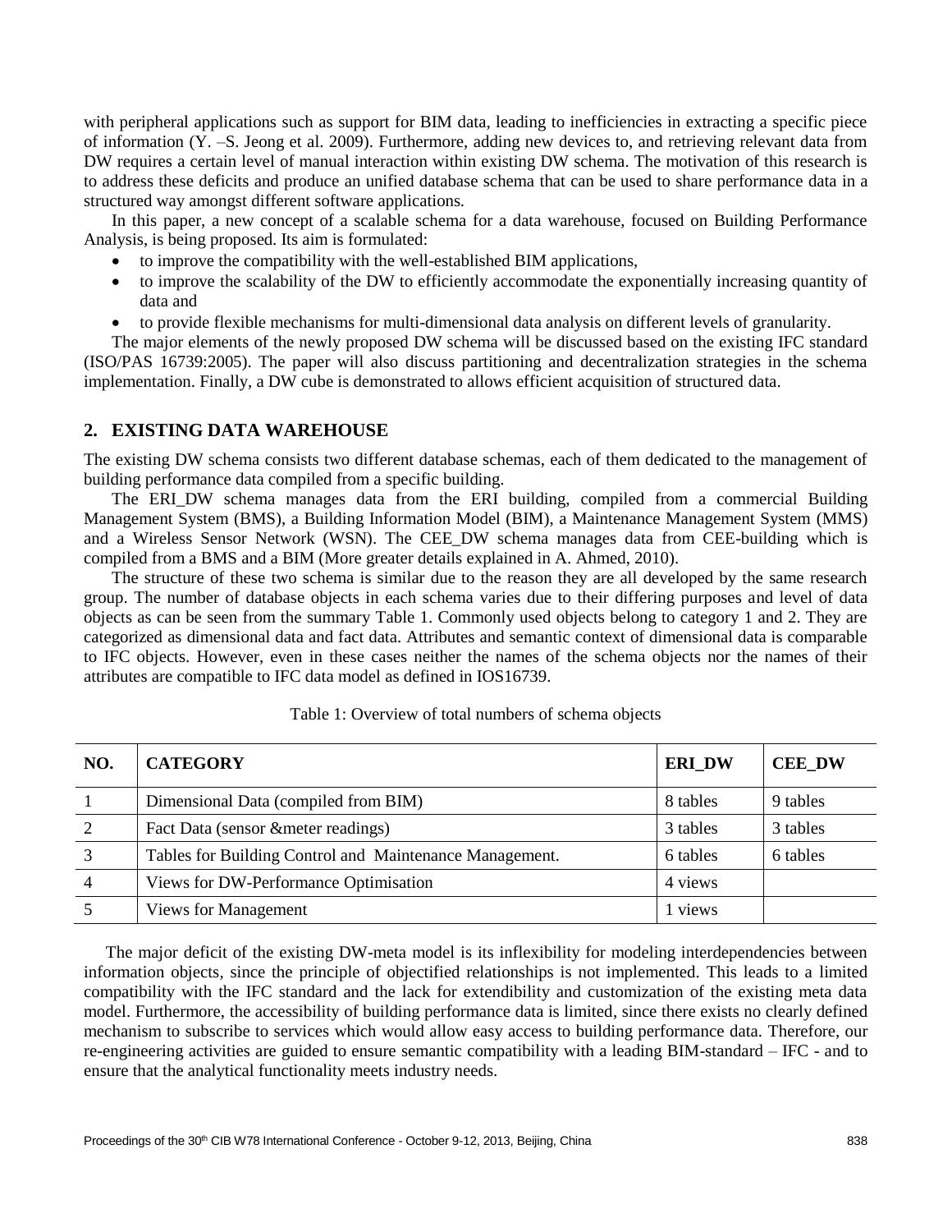with peripheral applications such as support for BIM data, leading to inefficiencies in extracting a specific piece of information (Y. –S. Jeong et al. 2009). Furthermore, adding new devices to, and retrieving relevant data from DW requires a certain level of manual interaction within existing DW schema. The motivation of this research is to address these deficits and produce an unified database schema that can be used to share performance data in a structured way amongst different software applications.

In this paper, a new concept of a scalable schema for a data warehouse, focused on Building Performance Analysis, is being proposed. Its aim is formulated:

- to improve the compatibility with the well-established BIM applications,
- to improve the scalability of the DW to efficiently accommodate the exponentially increasing quantity of data and
- to provide flexible mechanisms for multi-dimensional data analysis on different levels of granularity.

The major elements of the newly proposed DW schema will be discussed based on the existing IFC standard (ISO/PAS 16739:2005). The paper will also discuss partitioning and decentralization strategies in the schema implementation. Finally, a DW cube is demonstrated to allows efficient acquisition of structured data.

## 2. EXISTING DATA WAREHOUSE

The existing DW schema consists two different database schemas, each of them dedicated to the management of building performance data compiled from a specific building.

The ERI_DW schema manages data from the ERI building, compiled from a commercial Building Management System (BMS), a Building Information Model (BIM), a Maintenance Management System (MMS) and a Wireless Sensor Network (WSN). The CEE_DW schema manages data from CEE-building which is compiled from a BMS and a BIM (More greater details explained in A. Ahmed, 2010).

The structure of these two schema is similar due to the reason they are all developed by the same research group. The number of database objects in each schema varies due to their differing purposes and level of data objects as can be seen from the summary Table 1. Commonly used objects belong to category 1 and 2. They are categorized as dimensional data and fact data. Attributes and semantic context of dimensional data is comparable to IFC objects. However, even in these cases neither the names of the schema objects nor the names of their attributes are compatible to IFC data model as defined in IOS16739.

Table 1: Overview of total numbers of schema objects

| NO. | CATEGORY | ERI_DW | CEE_DW |
|---|---|---|---|
| 1 | Dimensional Data (compiled from BIM) | 8 tables | 9 tables |
| 2 | Fact Data (sensor &meter readings) | 3 tables | 3 tables |
| 3 | Tables for Building Control and Maintenance Management. | 6 tables | 6 tables |
| 4 | Views for DW-Performance Optimisation | 4 views | |
| 5 | Views for Management | 1 views | |

The major deficit of the existing DW-meta model is its inflexibility for modeling interdependencies between information objects, since the principle of objectified relationships is not implemented. This leads to a limited compatibility with the IFC standard and the lack for extendibility and customization of the existing meta data model. Furthermore, the accessibility of building performance data is limited, since there exists no clearly defined mechanism to subscribe to services which would allow easy access to building performance data. Therefore, our re-engineering activities are guided to ensure semantic compatibility with a leading BIM-standard – IFC - and to ensure that the analytical functionality meets industry needs.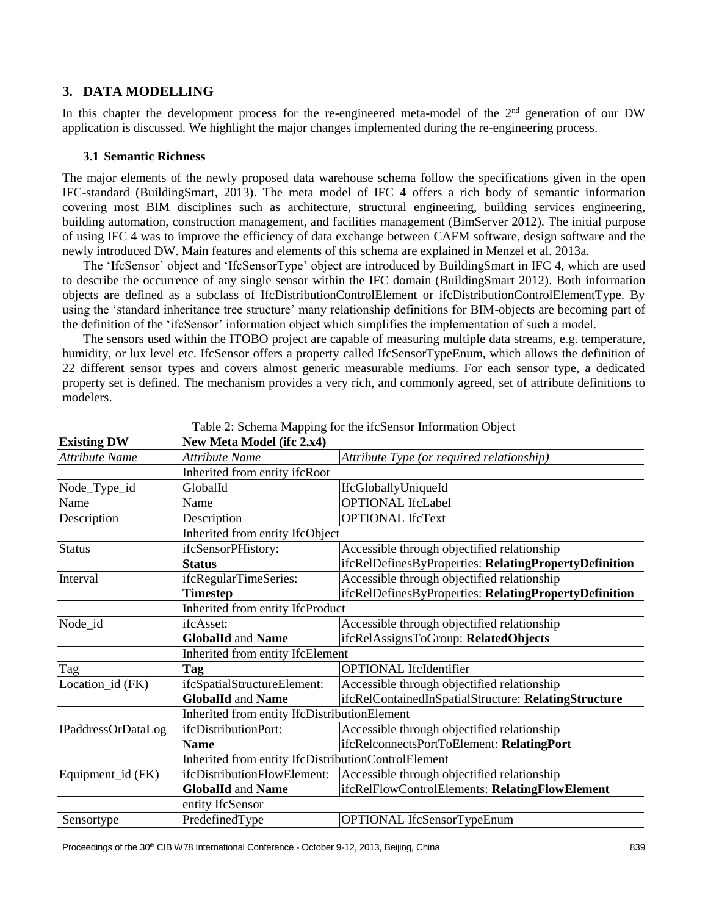## 3. DATA MODELLING

In this chapter the development process for the re-engineered meta-model of the 2nd generation of our DW application is discussed. We highlight the major changes implemented during the re-engineering process.

### 3.1 Semantic Richness

The major elements of the newly proposed data warehouse schema follow the specifications given in the open IFC-standard (BuildingSmart, 2013). The meta model of IFC 4 offers a rich body of semantic information covering most BIM disciplines such as architecture, structural engineering, building services engineering, building automation, construction management, and facilities management (BimServer 2012). The initial purpose of using IFC 4 was to improve the efficiency of data exchange between CAFM software, design software and the newly introduced DW. Main features and elements of this schema are explained in Menzel et al. 2013a.

The 'IfcSensor' object and 'IfcSensorType' object are introduced by BuildingSmart in IFC 4, which are used to describe the occurrence of any single sensor within the IFC domain (BuildingSmart 2012). Both information objects are defined as a subclass of IfcDistributionControlElement or ifcDistributionControlElementType. By using the 'standard inheritance tree structure' many relationship definitions for BIM-objects are becoming part of the definition of the 'ifcSensor' information object which simplifies the implementation of such a model.

The sensors used within the ITOBO project are capable of measuring multiple data streams, e.g. temperature, humidity, or lux level etc. IfcSensor offers a property called IfcSensorTypeEnum, which allows the definition of 22 different sensor types and covers almost generic measurable mediums. For each sensor type, a dedicated property set is defined. The mechanism provides a very rich, and commonly agreed, set of attribute definitions to modelers.

Table 2: Schema Mapping for the ifcSensor Information Object

| **Existing DW** | **New Meta Model (ifc 2.x4)** | |
|---|---|---|
| *Attribute Name* | *Attribute Name* | *Attribute Type (or required relationship)* |
| | Inherited from entity ifcRoot | |
| Node_Type_id | GlobalId | IfcGloballyUniqueId |
| Name | Name | OPTIONAL IfcLabel |
| Description | Description | OPTIONAL IfcText |
| | Inherited from entity IfcObject | |
| Status | ifcSensorPHistory: **Status** | Accessible through objectified relationship ifcRelDefinesByProperties: **RelatingPropertyDefinition** |
| Interval | ifcRegularTimeSeries: **Timestep** | Accessible through objectified relationship ifcRelDefinesByProperties: **RelatingPropertyDefinition** |
| | Inherited from entity IfcProduct | |
| Node_id | ifcAsset: **GlobalId** and **Name** | Accessible through objectified relationship ifcRelAssignsToGroup: **RelatedObjects** |
| | Inherited from entity IfcElement | |
| Tag | **Tag** | OPTIONAL IfcIdentifier |
| Location_id (FK) | ifcSpatialStructureElement: **GlobalId** and **Name** | Accessible through objectified relationship ifcRelContainedInSpatialStructure: **RelatingStructure** |
| | Inherited from entity IfcDistributionElement | |
| IPaddressOrDataLog | ifcDistributionPort: **Name** | Accessible through objectified relationship ifcRelconnectsPortToElement: **RelatingPort** |
| | Inherited from entity IfcDistributionControlElement | |
| Equipment_id (FK) | ifcDistributionFlowElement: **GlobalId** and **Name** | Accessible through objectified relationship ifcRelFlowControlElements: **RelatingFlowElement** |
| | entity IfcSensor | |
| Sensortype | PredefinedType | OPTIONAL IfcSensorTypeEnum |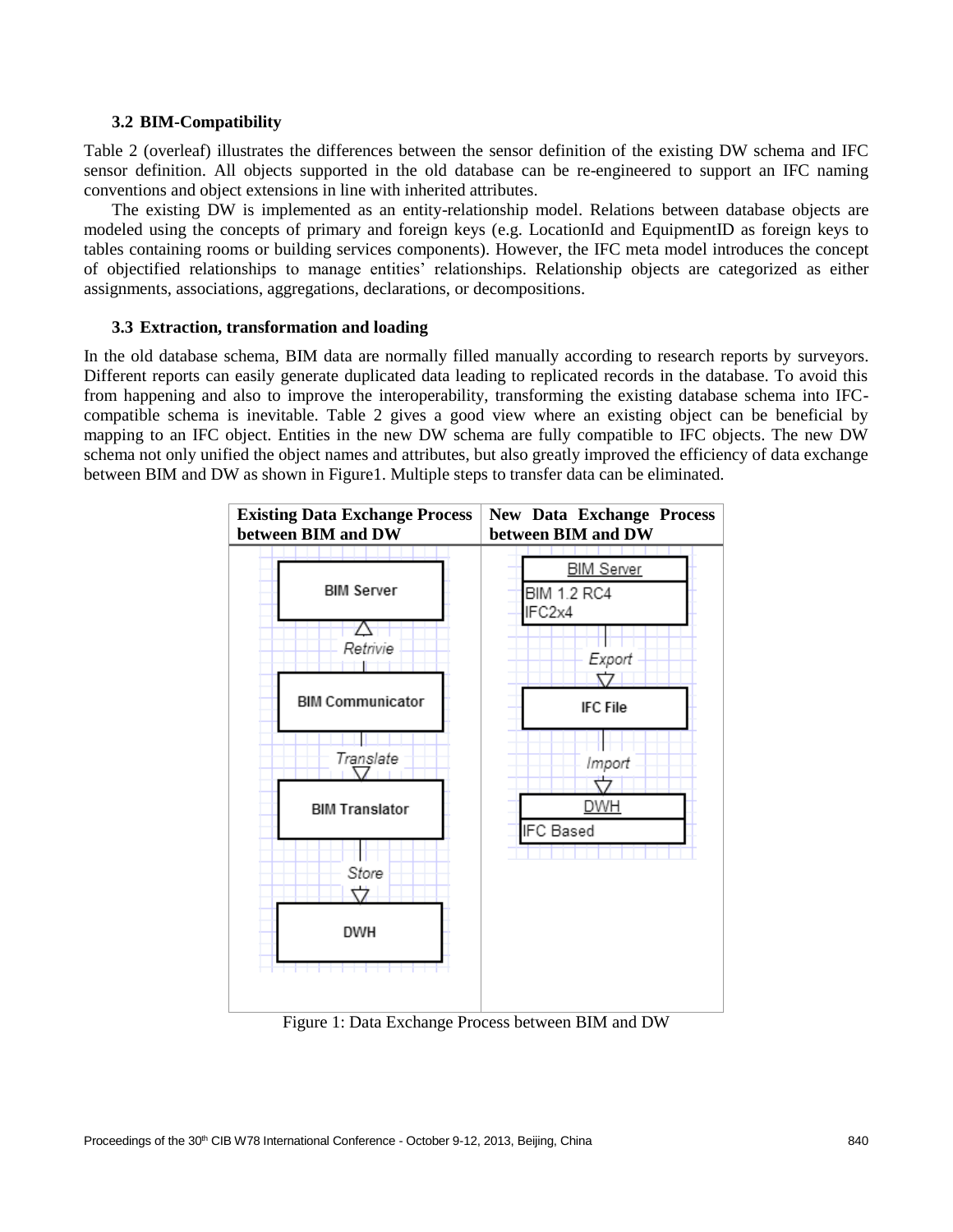### 3.2 BIM-Compatibility

Table 2 (overleaf) illustrates the differences between the sensor definition of the existing DW schema and IFC sensor definition. All objects supported in the old database can be re-engineered to support an IFC naming conventions and object extensions in line with inherited attributes.

The existing DW is implemented as an entity-relationship model. Relations between database objects are modeled using the concepts of primary and foreign keys (e.g. LocationId and EquipmentID as foreign keys to tables containing rooms or building services components). However, the IFC meta model introduces the concept of objectified relationships to manage entities' relationships. Relationship objects are categorized as either assignments, associations, aggregations, declarations, or decompositions.

### 3.3 Extraction, transformation and loading

In the old database schema, BIM data are normally filled manually according to research reports by surveyors. Different reports can easily generate duplicated data leading to replicated records in the database. To avoid this from happening and also to improve the interoperability, transforming the existing database schema into IFC-compatible schema is inevitable. Table 2 gives a good view where an existing object can be beneficial by mapping to an IFC object. Entities in the new DW schema are fully compatible to IFC objects. The new DW schema not only unified the object names and attributes, but also greatly improved the efficiency of data exchange between BIM and DW as shown in Figure1. Multiple steps to transfer data can be eliminated.

| **Existing Data Exchange Process between BIM and DW** | **New Data Exchange Process between BIM and DW** |
|---|---|
| BIM Server | BIM Server (BIM 1.2 RC4, IFC2x4) |
| Retrivie | Export |
| BIM Communicator | IFC File |
| Translate | Import |
| BIM Translator | DWH (IFC Based) |
| Store | |
| DWH | |

Figure 1: Data Exchange Process between BIM and DW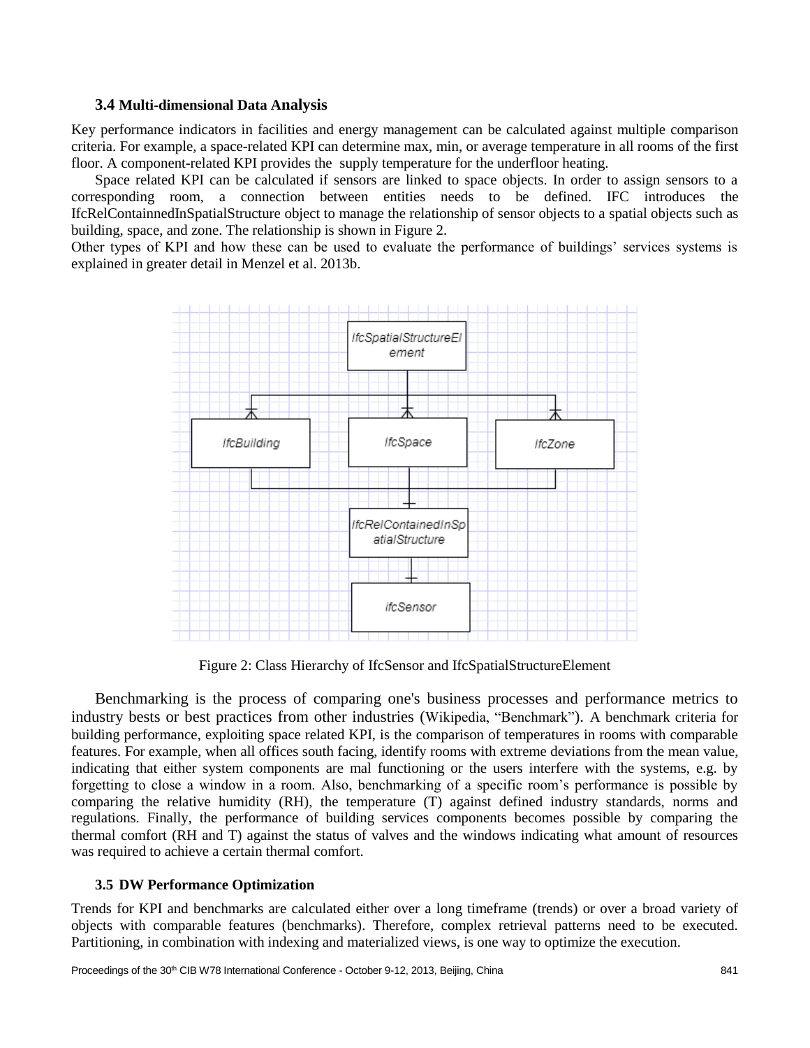### 3.4 Multi-dimensional Data Analysis

Key performance indicators in facilities and energy management can be calculated against multiple comparison criteria. For example, a space-related KPI can determine max, min, or average temperature in all rooms of the first floor. A component-related KPI provides the supply temperature for the underfloor heating.

Space related KPI can be calculated if sensors are linked to space objects. In order to assign sensors to a corresponding room, a connection between entities needs to be defined. IFC introduces the IfcRelContainnedInSpatialStructure object to manage the relationship of sensor objects to a spatial objects such as building, space, and zone. The relationship is shown in Figure 2.

Other types of KPI and how these can be used to evaluate the performance of buildings' services systems is explained in greater detail in Menzel et al. 2013b.

Figure 2: Class Hierarchy of IfcSensor and IfcSpatialStructureElement

Benchmarking is the process of comparing one's business processes and performance metrics to industry bests or best practices from other industries (Wikipedia, "Benchmark"). A benchmark criteria for building performance, exploiting space related KPI, is the comparison of temperatures in rooms with comparable features. For example, when all offices south facing, identify rooms with extreme deviations from the mean value, indicating that either system components are mal functioning or the users interfere with the systems, e.g. by forgetting to close a window in a room. Also, benchmarking of a specific room's performance is possible by comparing the relative humidity (RH), the temperature (T) against defined industry standards, norms and regulations. Finally, the performance of building services components becomes possible by comparing the thermal comfort (RH and T) against the status of valves and the windows indicating what amount of resources was required to achieve a certain thermal comfort.

### 3.5 DW Performance Optimization

Trends for KPI and benchmarks are calculated either over a long timeframe (trends) or over a broad variety of objects with comparable features (benchmarks). Therefore, complex retrieval patterns need to be executed. Partitioning, in combination with indexing and materialized views, is one way to optimize the execution.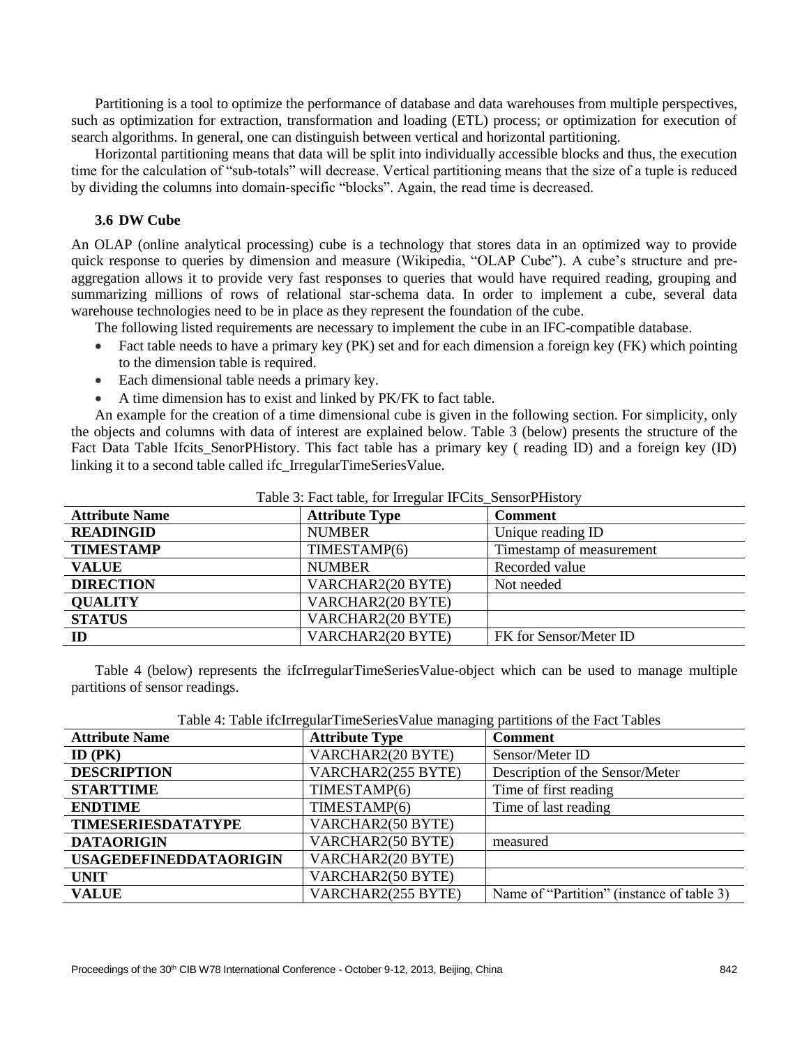Partitioning is a tool to optimize the performance of database and data warehouses from multiple perspectives, such as optimization for extraction, transformation and loading (ETL) process; or optimization for execution of search algorithms. In general, one can distinguish between vertical and horizontal partitioning.

Horizontal partitioning means that data will be split into individually accessible blocks and thus, the execution time for the calculation of "sub-totals" will decrease. Vertical partitioning means that the size of a tuple is reduced by dividing the columns into domain-specific "blocks". Again, the read time is decreased.

### 3.6 DW Cube

An OLAP (online analytical processing) cube is a technology that stores data in an optimized way to provide quick response to queries by dimension and measure (Wikipedia, "OLAP Cube"). A cube's structure and pre-aggregation allows it to provide very fast responses to queries that would have required reading, grouping and summarizing millions of rows of relational star-schema data. In order to implement a cube, several data warehouse technologies need to be in place as they represent the foundation of the cube.

The following listed requirements are necessary to implement the cube in an IFC-compatible database.

- Fact table needs to have a primary key (PK) set and for each dimension a foreign key (FK) which pointing to the dimension table is required.
- Each dimensional table needs a primary key.
- A time dimension has to exist and linked by PK/FK to fact table.

An example for the creation of a time dimensional cube is given in the following section. For simplicity, only the objects and columns with data of interest are explained below. Table 3 (below) presents the structure of the Fact Data Table Ifcits_SenorPHistory. This fact table has a primary key ( reading ID) and a foreign key (ID) linking it to a second table called ifc_IrregularTimeSeriesValue.

Table 3: Fact table, for Irregular IFCits_SensorPHistory

| Attribute Name | Attribute Type | Comment |
|---|---|---|
| **READINGID** | NUMBER | Unique reading ID |
| **TIMESTAMP** | TIMESTAMP(6) | Timestamp of measurement |
| **VALUE** | NUMBER | Recorded value |
| **DIRECTION** | VARCHAR2(20 BYTE) | Not needed |
| **QUALITY** | VARCHAR2(20 BYTE) | |
| **STATUS** | VARCHAR2(20 BYTE) | |
| **ID** | VARCHAR2(20 BYTE) | FK for Sensor/Meter ID |

Table 4 (below) represents the ifcIrregularTimeSeriesValue-object which can be used to manage multiple partitions of sensor readings.

Table 4: Table ifcIrregularTimeSeriesValue managing partitions of the Fact Tables

| Attribute Name | Attribute Type | Comment |
|---|---|---|
| **ID (PK)** | VARCHAR2(20 BYTE) | Sensor/Meter ID |
| **DESCRIPTION** | VARCHAR2(255 BYTE) | Description of the Sensor/Meter |
| **STARTTIME** | TIMESTAMP(6) | Time of first reading |
| **ENDTIME** | TIMESTAMP(6) | Time of last reading |
| **TIMESERIESDATATYPE** | VARCHAR2(50 BYTE) | |
| **DATAORIGIN** | VARCHAR2(50 BYTE) | measured |
| **USAGEDEFINEDDATAORIGIN** | VARCHAR2(20 BYTE) | |
| **UNIT** | VARCHAR2(50 BYTE) | |
| **VALUE** | VARCHAR2(255 BYTE) | Name of "Partition" (instance of table 3) |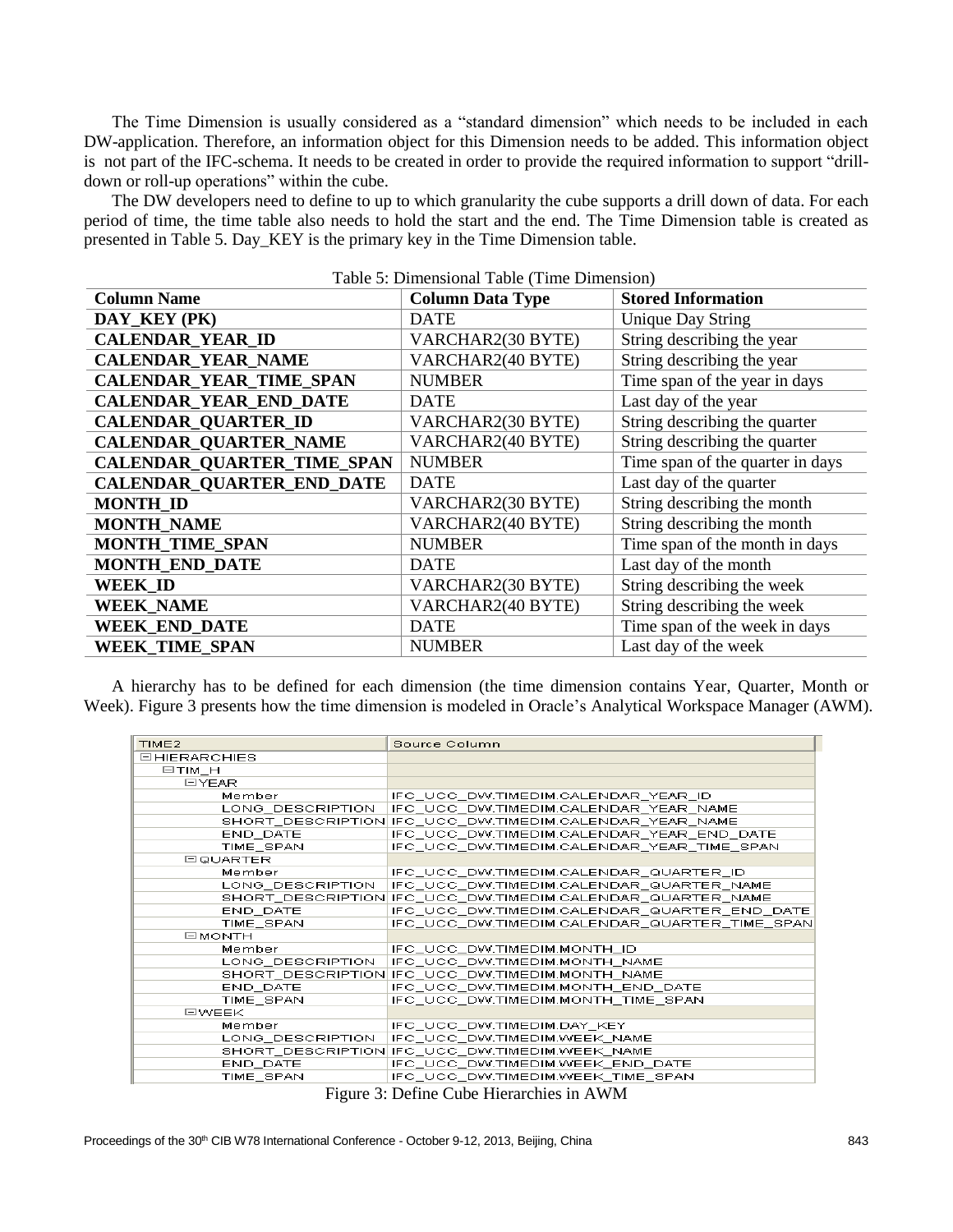The Time Dimension is usually considered as a "standard dimension" which needs to be included in each DW-application. Therefore, an information object for this Dimension needs to be added. This information object is not part of the IFC-schema. It needs to be created in order to provide the required information to support "drill-down or roll-up operations" within the cube.

The DW developers need to define to up to which granularity the cube supports a drill down of data. For each period of time, the time table also needs to hold the start and the end. The Time Dimension table is created as presented in Table 5. Day_KEY is the primary key in the Time Dimension table.

Table 5: Dimensional Table (Time Dimension)

| Column Name | Column Data Type | Stored Information |
| --- | --- | --- |
| **DAY_KEY (PK)** | DATE | Unique Day String |
| **CALENDAR_YEAR_ID** | VARCHAR2(30 BYTE) | String describing the year |
| **CALENDAR_YEAR_NAME** | VARCHAR2(40 BYTE) | String describing the year |
| **CALENDAR_YEAR_TIME_SPAN** | NUMBER | Time span of the year in days |
| **CALENDAR_YEAR_END_DATE** | DATE | Last day of the year |
| **CALENDAR_QUARTER_ID** | VARCHAR2(30 BYTE) | String describing the quarter |
| **CALENDAR_QUARTER_NAME** | VARCHAR2(40 BYTE) | String describing the quarter |
| **CALENDAR_QUARTER_TIME_SPAN** | NUMBER | Time span of the quarter in days |
| **CALENDAR_QUARTER_END_DATE** | DATE | Last day of the quarter |
| **MONTH_ID** | VARCHAR2(30 BYTE) | String describing the month |
| **MONTH_NAME** | VARCHAR2(40 BYTE) | String describing the month |
| **MONTH_TIME_SPAN** | NUMBER | Time span of the month in days |
| **MONTH_END_DATE** | DATE | Last day of the month |
| **WEEK_ID** | VARCHAR2(30 BYTE) | String describing the week |
| **WEEK_NAME** | VARCHAR2(40 BYTE) | String describing the week |
| **WEEK_END_DATE** | DATE | Time span of the week in days |
| **WEEK_TIME_SPAN** | NUMBER | Last day of the week |

A hierarchy has to be defined for each dimension (the time dimension contains Year, Quarter, Month or Week). Figure 3 presents how the time dimension is modeled in Oracle's Analytical Workspace Manager (AWM).

| TIME2 | Source Column |
| --- | --- |
| ⊟HIERARCHIES | |
| ⊟TIM_H | |
| ⊟YEAR | |
| Member | IFC_UCC_DW.TIMEDIM.CALENDAR_YEAR_ID |
| LONG_DESCRIPTION | IFC_UCC_DW.TIMEDIM.CALENDAR_YEAR_NAME |
| SHORT_DESCRIPTION | IFC_UCC_DW.TIMEDIM.CALENDAR_YEAR_NAME |
| END_DATE | IFC_UCC_DW.TIMEDIM.CALENDAR_YEAR_END_DATE |
| TIME_SPAN | IFC_UCC_DW.TIMEDIM.CALENDAR_YEAR_TIME_SPAN |
| ⊟QUARTER | |
| Member | IFC_UCC_DW.TIMEDIM.CALENDAR_QUARTER_ID |
| LONG_DESCRIPTION | IFC_UCC_DW.TIMEDIM.CALENDAR_QUARTER_NAME |
| SHORT_DESCRIPTION | IFC_UCC_DW.TIMEDIM.CALENDAR_QUARTER_NAME |
| END_DATE | IFC_UCC_DW.TIMEDIM.CALENDAR_QUARTER_END_DATE |
| TIME_SPAN | IFC_UCC_DW.TIMEDIM.CALENDAR_QUARTER_TIME_SPAN |
| ⊟MONTH | |
| Member | IFC_UCC_DW.TIMEDIM.MONTH_ID |
| LONG_DESCRIPTION | IFC_UCC_DW.TIMEDIM.MONTH_NAME |
| SHORT_DESCRIPTION | IFC_UCC_DW.TIMEDIM.MONTH_NAME |
| END_DATE | IFC_UCC_DW.TIMEDIM.MONTH_END_DATE |
| TIME_SPAN | IFC_UCC_DW.TIMEDIM.MONTH_TIME_SPAN |
| ⊟WEEK | |
| Member | IFC_UCC_DW.TIMEDIM.DAY_KEY |
| LONG_DESCRIPTION | IFC_UCC_DW.TIMEDIM.WEEK_NAME |
| SHORT_DESCRIPTION | IFC_UCC_DW.TIMEDIM.WEEK_NAME |
| END_DATE | IFC_UCC_DW.TIMEDIM.WEEK_END_DATE |
| TIME_SPAN | IFC_UCC_DW.TIMEDIM.WEEK_TIME_SPAN |

Figure 3: Define Cube Hierarchies in AWM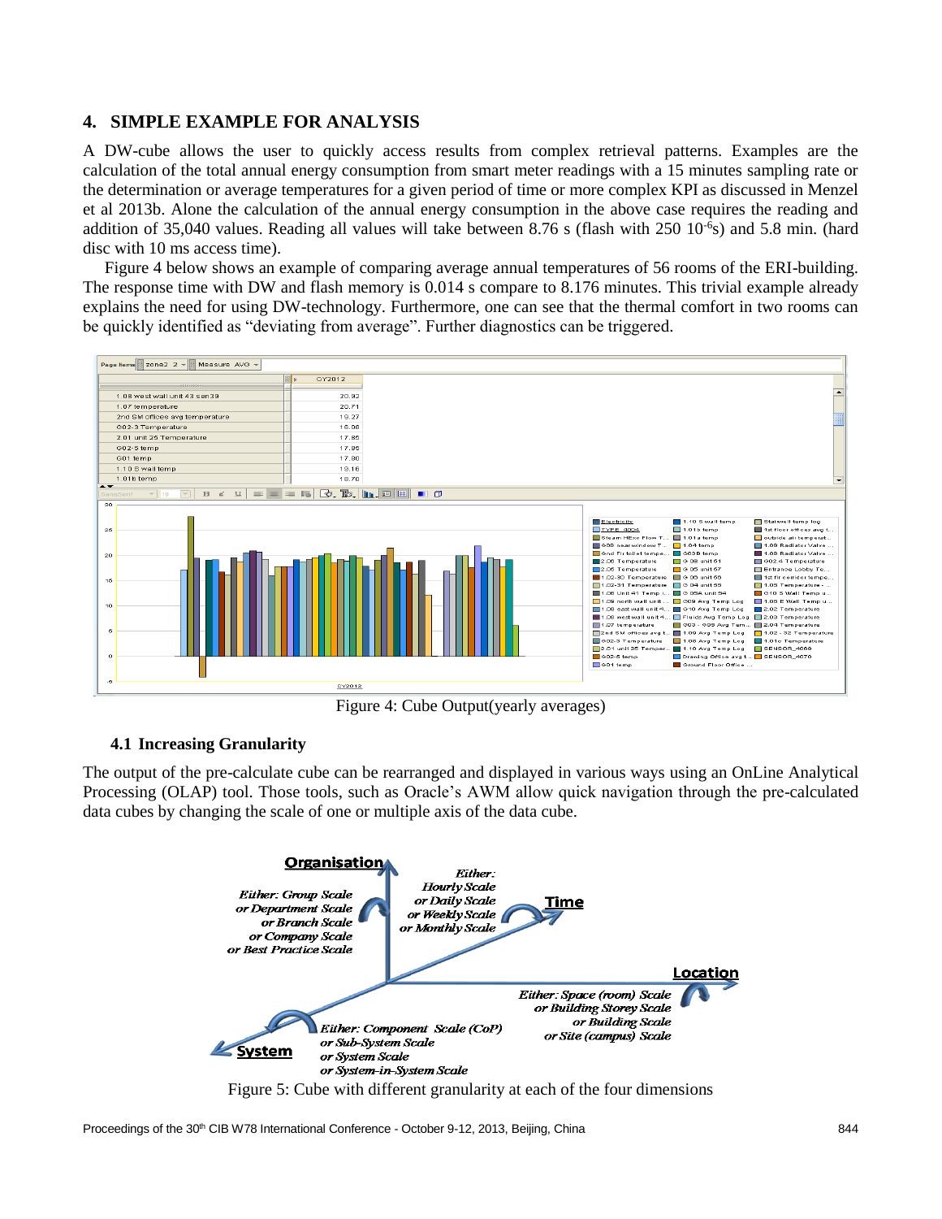## 4. SIMPLE EXAMPLE FOR ANALYSIS

A DW-cube allows the user to quickly access results from complex retrieval patterns. Examples are the calculation of the total annual energy consumption from smart meter readings with a 15 minutes sampling rate or the determination or average temperatures for a given period of time or more complex KPI as discussed in Menzel et al 2013b. Alone the calculation of the annual energy consumption in the above case requires the reading and addition of 35,040 values. Reading all values will take between 8.76 s (flash with 250 $10^{-6}$s) and 5.8 min. (hard disc with 10 ms access time).

Figure 4 below shows an example of comparing average annual temperatures of 56 rooms of the ERI-building. The response time with DW and flash memory is 0.014 s compare to 8.176 minutes. This trivial example already explains the need for using DW-technology. Furthermore, one can see that the thermal comfort in two rooms can be quickly identified as "deviating from average". Further diagnostics can be triggered.

Figure 4: Cube Output(yearly averages)

### 4.1 Increasing Granularity

The output of the pre-calculate cube can be rearranged and displayed in various ways using an OnLine Analytical Processing (OLAP) tool. Those tools, such as Oracle's AWM allow quick navigation through the pre-calculated data cubes by changing the scale of one or multiple axis of the data cube.

Figure 5: Cube with different granularity at each of the four dimensions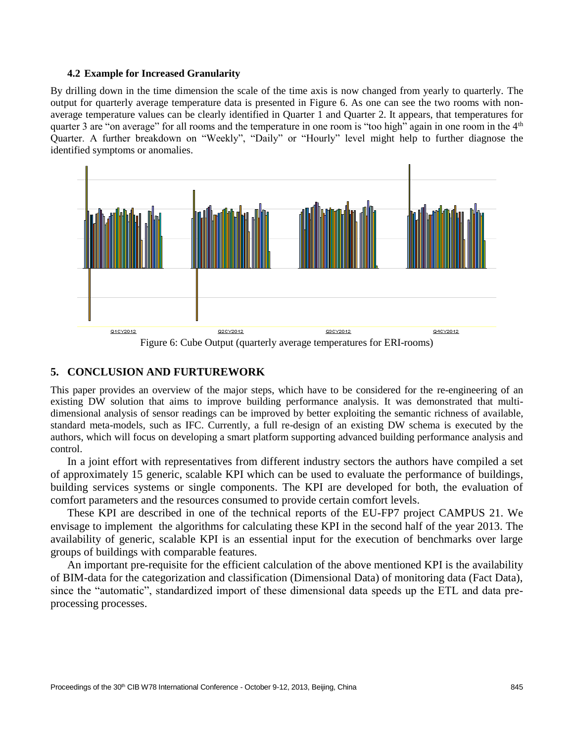### 4.2 Example for Increased Granularity

By drilling down in the time dimension the scale of the time axis is now changed from yearly to quarterly. The output for quarterly average temperature data is presented in Figure 6. As one can see the two rooms with non-average temperature values can be clearly identified in Quarter 1 and Quarter 2. It appears, that temperatures for quarter 3 are "on average" for all rooms and the temperature in one room is "too high" again in one room in the 4th Quarter. A further breakdown on "Weekly", "Daily" or "Hourly" level might help to further diagnose the identified symptoms or anomalies.

Figure 6: Cube Output (quarterly average temperatures for ERI-rooms)

## 5. CONCLUSION AND FURTUREWORK

This paper provides an overview of the major steps, which have to be considered for the re-engineering of an existing DW solution that aims to improve building performance analysis. It was demonstrated that multi-dimensional analysis of sensor readings can be improved by better exploiting the semantic richness of available, standard meta-models, such as IFC. Currently, a full re-design of an existing DW schema is executed by the authors, which will focus on developing a smart platform supporting advanced building performance analysis and control.

In a joint effort with representatives from different industry sectors the authors have compiled a set of approximately 15 generic, scalable KPI which can be used to evaluate the performance of buildings, building services systems or single components. The KPI are developed for both, the evaluation of comfort parameters and the resources consumed to provide certain comfort levels.

These KPI are described in one of the technical reports of the EU-FP7 project CAMPUS 21. We envisage to implement the algorithms for calculating these KPI in the second half of the year 2013. The availability of generic, scalable KPI is an essential input for the execution of benchmarks over large groups of buildings with comparable features.

An important pre-requisite for the efficient calculation of the above mentioned KPI is the availability of BIM-data for the categorization and classification (Dimensional Data) of monitoring data (Fact Data), since the "automatic", standardized import of these dimensional data speeds up the ETL and data pre-processing processes.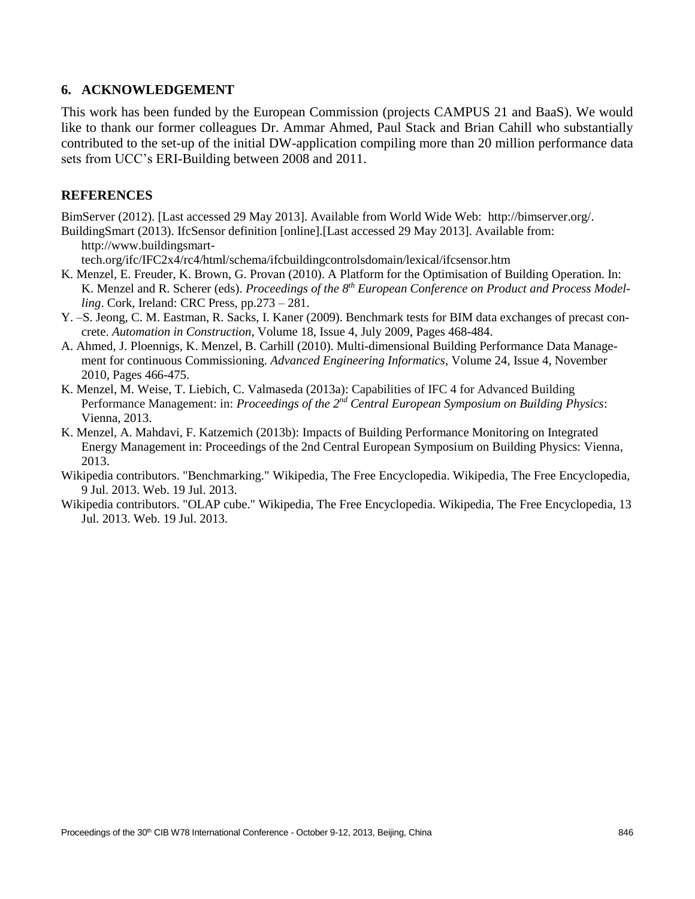## 6. ACKNOWLEDGEMENT

This work has been funded by the European Commission (projects CAMPUS 21 and BaaS). We would like to thank our former colleagues Dr. Ammar Ahmed, Paul Stack and Brian Cahill who substantially contributed to the set-up of the initial DW-application compiling more than 20 million performance data sets from UCC's ERI-Building between 2008 and 2011.

## REFERENCES

BimServer (2012). [Last accessed 29 May 2013]. Available from World Wide Web: http://bimserver.org/.

BuildingSmart (2013). IfcSensor definition [online].[Last accessed 29 May 2013]. Available from: http://www.buildingsmart-tech.org/ifc/IFC2x4/rc4/html/schema/ifcbuildingcontrolsdomain/lexical/ifcsensor.htm

K. Menzel, E. Freuder, K. Brown, G. Provan (2010). A Platform for the Optimisation of Building Operation. In: K. Menzel and R. Scherer (eds). *Proceedings of the 8th European Conference on Product and Process Modelling*. Cork, Ireland: CRC Press, pp.273 – 281.

Y. –S. Jeong, C. M. Eastman, R. Sacks, I. Kaner (2009). Benchmark tests for BIM data exchanges of precast concrete. *Automation in Construction*, Volume 18, Issue 4, July 2009, Pages 468-484.

A. Ahmed, J. Ploennigs, K. Menzel, B. Carhill (2010). Multi-dimensional Building Performance Data Management for continuous Commissioning. *Advanced Engineering Informatics*, Volume 24, Issue 4, November 2010, Pages 466-475.

K. Menzel, M. Weise, T. Liebich, C. Valmaseda (2013a): Capabilities of IFC 4 for Advanced Building Performance Management: in: *Proceedings of the 2nd Central European Symposium on Building Physics*: Vienna, 2013.

K. Menzel, A. Mahdavi, F. Katzemich (2013b): Impacts of Building Performance Monitoring on Integrated Energy Management in: Proceedings of the 2nd Central European Symposium on Building Physics: Vienna, 2013.

Wikipedia contributors. "Benchmarking." Wikipedia, The Free Encyclopedia. Wikipedia, The Free Encyclopedia, 9 Jul. 2013. Web. 19 Jul. 2013.

Wikipedia contributors. "OLAP cube." Wikipedia, The Free Encyclopedia. Wikipedia, The Free Encyclopedia, 13 Jul. 2013. Web. 19 Jul. 2013.